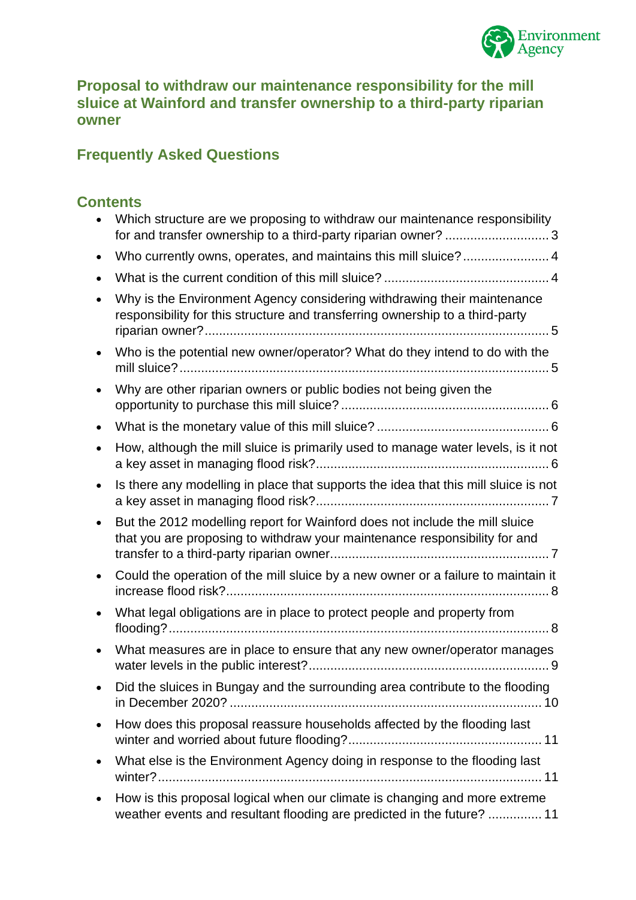# Proposal to withdraw our maintenance responsibility for the mill sluice at Wainford and transfer ownership to a third-party riparian owner

## Frequently Asked Questions

## Contents

- Which structure are we proposing to withdraw our maintenance responsibility for and transfer ownership to a third-party riparian owner? ............................ 3
- Who currently owns, operates, and maintains this mill sluice? ........................ 4
- What is the current condition of this mill sluice? ............................................. 4
- Why is the Environment Agency considering withdrawing their maintenance responsibility for this structure and transferring ownership to a third-party riparian owner? ................................................................................................ 5
- Who is the potential new owner/operator? What do they intend to do with the mill sluice? ..................................................................................................... 5
- Why are other riparian owners or public bodies not being given the opportunity to purchase this mill sluice? ......................................................... 6
- What is the monetary value of this mill sluice? ............................................... 6
- How, although the mill sluice is primarily used to manage water levels, is it not a key asset in managing flood risk? ................................................................ 6
- Is there any modelling in place that supports the idea that this mill sluice is not a key asset in managing flood risk? ................................................................ 7
- But the 2012 modelling report for Wainford does not include the mill sluice that you are proposing to withdraw your maintenance responsibility for and transfer to a third-party riparian owner. ............................................................ 7
- Could the operation of the mill sluice by a new owner or a failure to maintain it increase flood risk? ......................................................................................... 8
- What legal obligations are in place to protect people and property from flooding? ......................................................................................................... 8
- What measures are in place to ensure that any new owner/operator manages water levels in the public interest? .................................................................. 9
- Did the sluices in Bungay and the surrounding area contribute to the flooding in December 2020? ...................................................................................... 10
- How does this proposal reassure households affected by the flooding last winter and worried about future flooding? ..................................................... 11
- What else is the Environment Agency doing in response to the flooding last winter? .......................................................................................................... 11
- How is this proposal logical when our climate is changing and more extreme weather events and resultant flooding are predicted in the future? ............... 11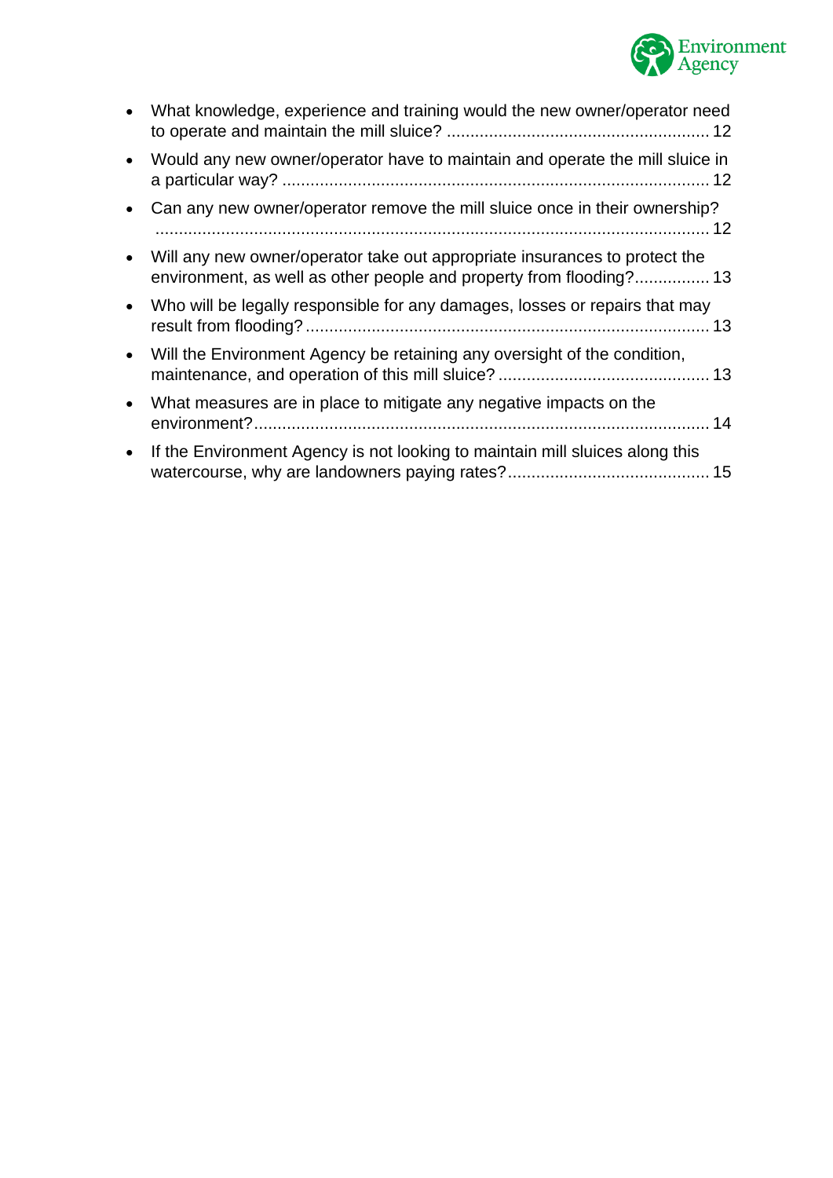- What knowledge, experience and training would the new owner/operator need to operate and maintain the mill sluice? ........................................................ 12
- Would any new owner/operator have to maintain and operate the mill sluice in a particular way? .......................................................................................... 12
- Can any new owner/operator remove the mill sluice once in their ownership? ..................................................................................................................... 12
- Will any new owner/operator take out appropriate insurances to protect the environment, as well as other people and property from flooding?................ 13
- Who will be legally responsible for any damages, losses or repairs that may result from flooding?..................................................................................... 13
- Will the Environment Agency be retaining any oversight of the condition, maintenance, and operation of this mill sluice? ............................................ 13
- What measures are in place to mitigate any negative impacts on the environment?................................................................................................ 14
- If the Environment Agency is not looking to maintain mill sluices along this watercourse, why are landowners paying rates?........................................... 15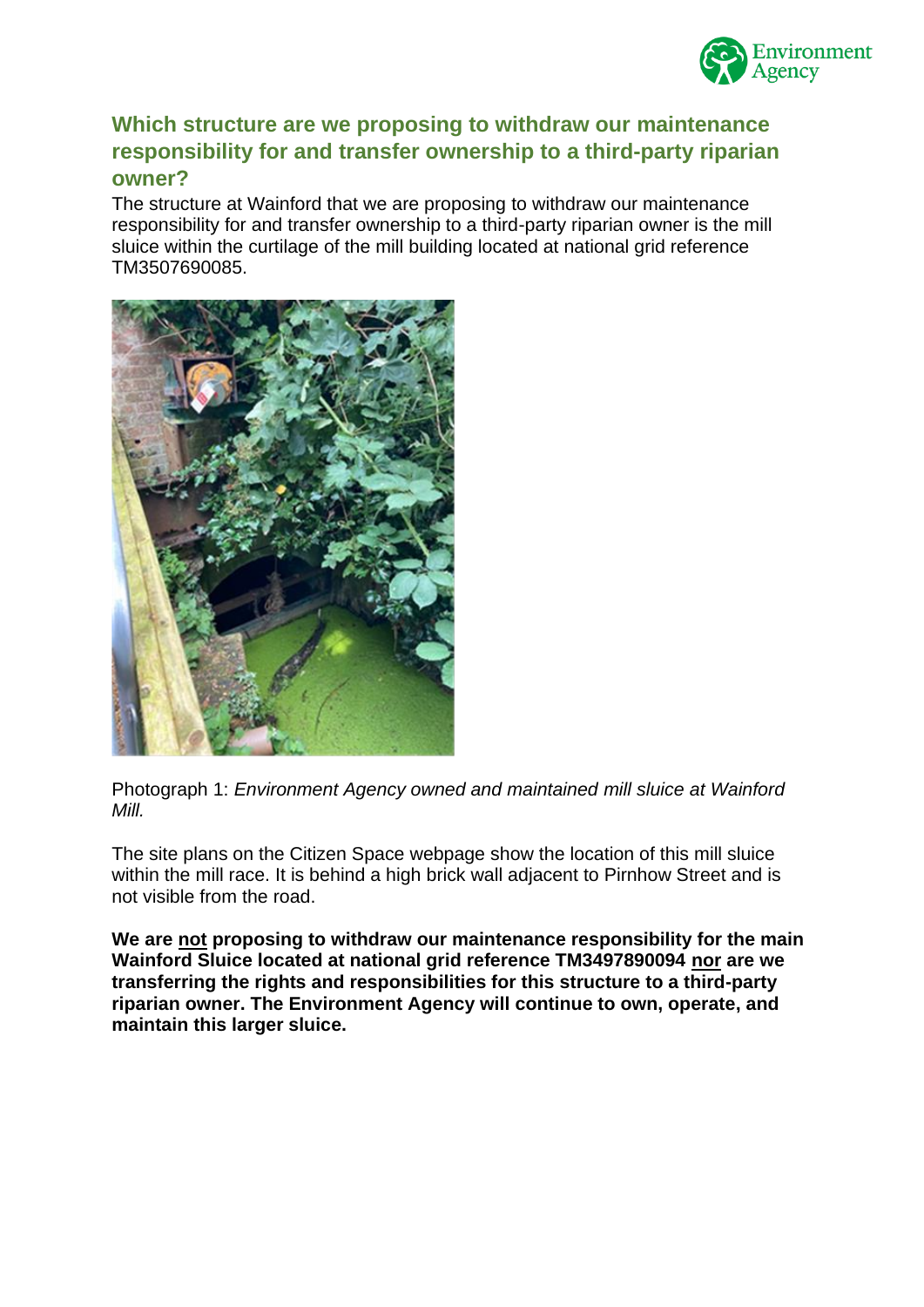## Which structure are we proposing to withdraw our maintenance responsibility for and transfer ownership to a third-party riparian owner?

The structure at Wainford that we are proposing to withdraw our maintenance responsibility for and transfer ownership to a third-party riparian owner is the mill sluice within the curtilage of the mill building located at national grid reference TM3507690085.

Photograph 1: *Environment Agency owned and maintained mill sluice at Wainford Mill.*

The site plans on the Citizen Space webpage show the location of this mill sluice within the mill race. It is behind a high brick wall adjacent to Pirnhow Street and is not visible from the road.

**We are not proposing to withdraw our maintenance responsibility for the main Wainford Sluice located at national grid reference TM3497890094 nor are we transferring the rights and responsibilities for this structure to a third-party riparian owner. The Environment Agency will continue to own, operate, and maintain this larger sluice.**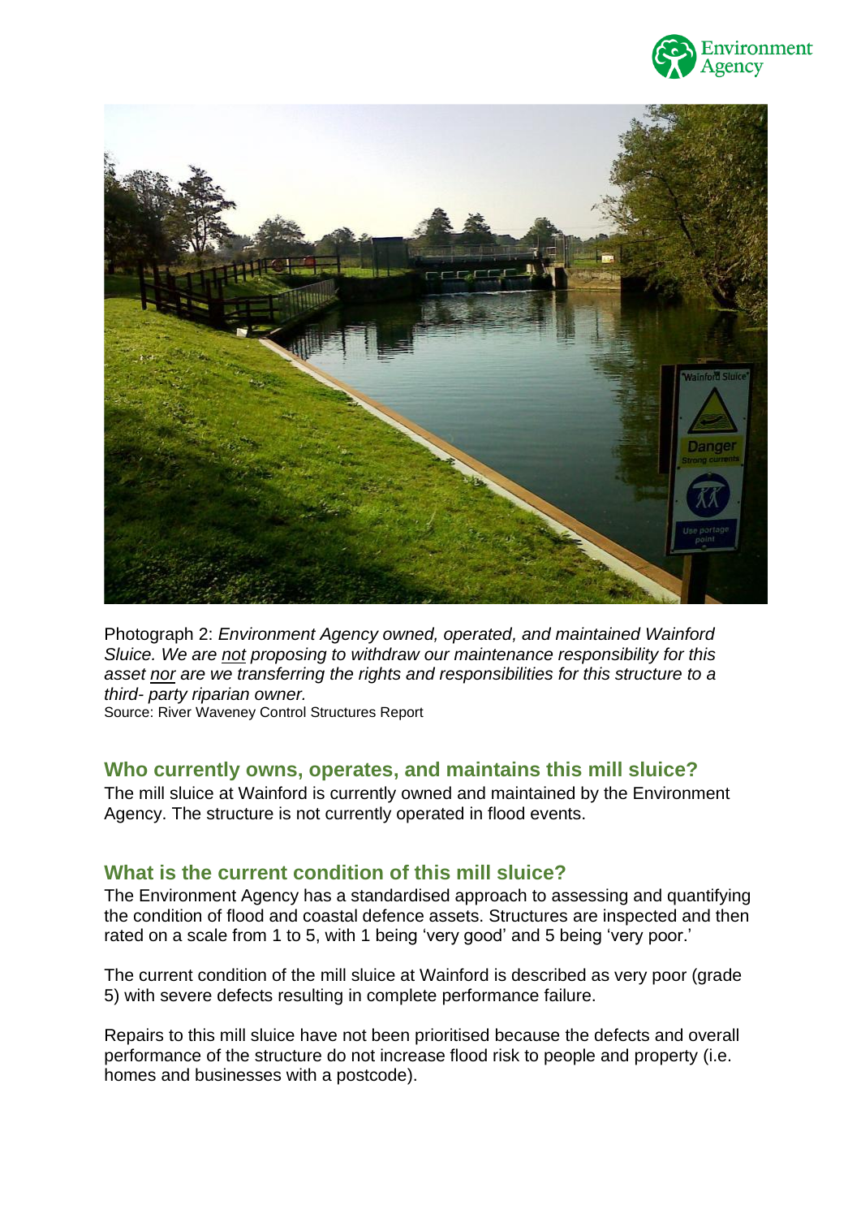Photograph 2: *Environment Agency owned, operated, and maintained Wainford Sluice. We are not proposing to withdraw our maintenance responsibility for this asset nor are we transferring the rights and responsibilities for this structure to a third- party riparian owner.*
Source: River Waveney Control Structures Report

## Who currently owns, operates, and maintains this mill sluice?

The mill sluice at Wainford is currently owned and maintained by the Environment Agency. The structure is not currently operated in flood events.

## What is the current condition of this mill sluice?

The Environment Agency has a standardised approach to assessing and quantifying the condition of flood and coastal defence assets. Structures are inspected and then rated on a scale from 1 to 5, with 1 being 'very good' and 5 being 'very poor.'

The current condition of the mill sluice at Wainford is described as very poor (grade 5) with severe defects resulting in complete performance failure.

Repairs to this mill sluice have not been prioritised because the defects and overall performance of the structure do not increase flood risk to people and property (i.e. homes and businesses with a postcode).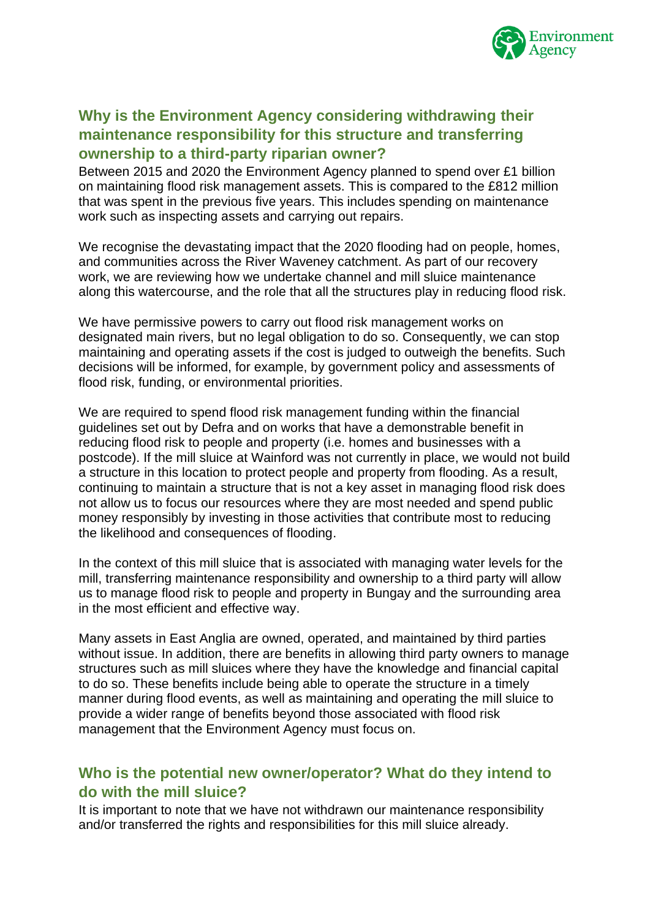## Why is the Environment Agency considering withdrawing their maintenance responsibility for this structure and transferring ownership to a third-party riparian owner?

Between 2015 and 2020 the Environment Agency planned to spend over £1 billion on maintaining flood risk management assets. This is compared to the £812 million that was spent in the previous five years. This includes spending on maintenance work such as inspecting assets and carrying out repairs.

We recognise the devastating impact that the 2020 flooding had on people, homes, and communities across the River Waveney catchment. As part of our recovery work, we are reviewing how we undertake channel and mill sluice maintenance along this watercourse, and the role that all the structures play in reducing flood risk.

We have permissive powers to carry out flood risk management works on designated main rivers, but no legal obligation to do so. Consequently, we can stop maintaining and operating assets if the cost is judged to outweigh the benefits. Such decisions will be informed, for example, by government policy and assessments of flood risk, funding, or environmental priorities.

We are required to spend flood risk management funding within the financial guidelines set out by Defra and on works that have a demonstrable benefit in reducing flood risk to people and property (i.e. homes and businesses with a postcode). If the mill sluice at Wainford was not currently in place, we would not build a structure in this location to protect people and property from flooding. As a result, continuing to maintain a structure that is not a key asset in managing flood risk does not allow us to focus our resources where they are most needed and spend public money responsibly by investing in those activities that contribute most to reducing the likelihood and consequences of flooding.

In the context of this mill sluice that is associated with managing water levels for the mill, transferring maintenance responsibility and ownership to a third party will allow us to manage flood risk to people and property in Bungay and the surrounding area in the most efficient and effective way.

Many assets in East Anglia are owned, operated, and maintained by third parties without issue. In addition, there are benefits in allowing third party owners to manage structures such as mill sluices where they have the knowledge and financial capital to do so. These benefits include being able to operate the structure in a timely manner during flood events, as well as maintaining and operating the mill sluice to provide a wider range of benefits beyond those associated with flood risk management that the Environment Agency must focus on.

## Who is the potential new owner/operator? What do they intend to do with the mill sluice?

It is important to note that we have not withdrawn our maintenance responsibility and/or transferred the rights and responsibilities for this mill sluice already.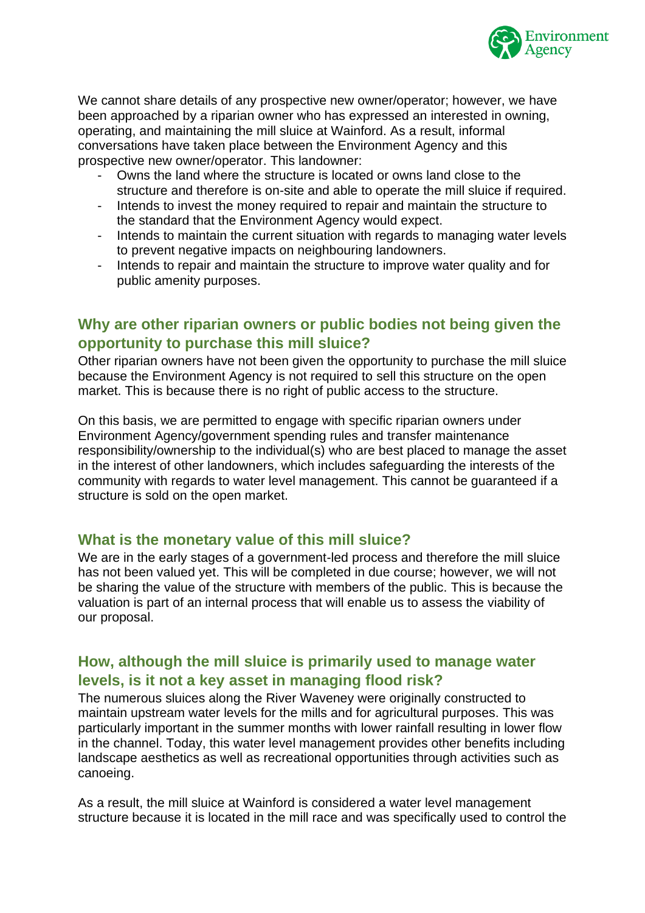We cannot share details of any prospective new owner/operator; however, we have been approached by a riparian owner who has expressed an interested in owning, operating, and maintaining the mill sluice at Wainford. As a result, informal conversations have taken place between the Environment Agency and this prospective new owner/operator. This landowner:

- Owns the land where the structure is located or owns land close to the structure and therefore is on-site and able to operate the mill sluice if required.
- Intends to invest the money required to repair and maintain the structure to the standard that the Environment Agency would expect.
- Intends to maintain the current situation with regards to managing water levels to prevent negative impacts on neighbouring landowners.
- Intends to repair and maintain the structure to improve water quality and for public amenity purposes.

## Why are other riparian owners or public bodies not being given the opportunity to purchase this mill sluice?

Other riparian owners have not been given the opportunity to purchase the mill sluice because the Environment Agency is not required to sell this structure on the open market. This is because there is no right of public access to the structure.

On this basis, we are permitted to engage with specific riparian owners under Environment Agency/government spending rules and transfer maintenance responsibility/ownership to the individual(s) who are best placed to manage the asset in the interest of other landowners, which includes safeguarding the interests of the community with regards to water level management. This cannot be guaranteed if a structure is sold on the open market.

## What is the monetary value of this mill sluice?

We are in the early stages of a government-led process and therefore the mill sluice has not been valued yet. This will be completed in due course; however, we will not be sharing the value of the structure with members of the public. This is because the valuation is part of an internal process that will enable us to assess the viability of our proposal.

## How, although the mill sluice is primarily used to manage water levels, is it not a key asset in managing flood risk?

The numerous sluices along the River Waveney were originally constructed to maintain upstream water levels for the mills and for agricultural purposes. This was particularly important in the summer months with lower rainfall resulting in lower flow in the channel. Today, this water level management provides other benefits including landscape aesthetics as well as recreational opportunities through activities such as canoeing.

As a result, the mill sluice at Wainford is considered a water level management structure because it is located in the mill race and was specifically used to control the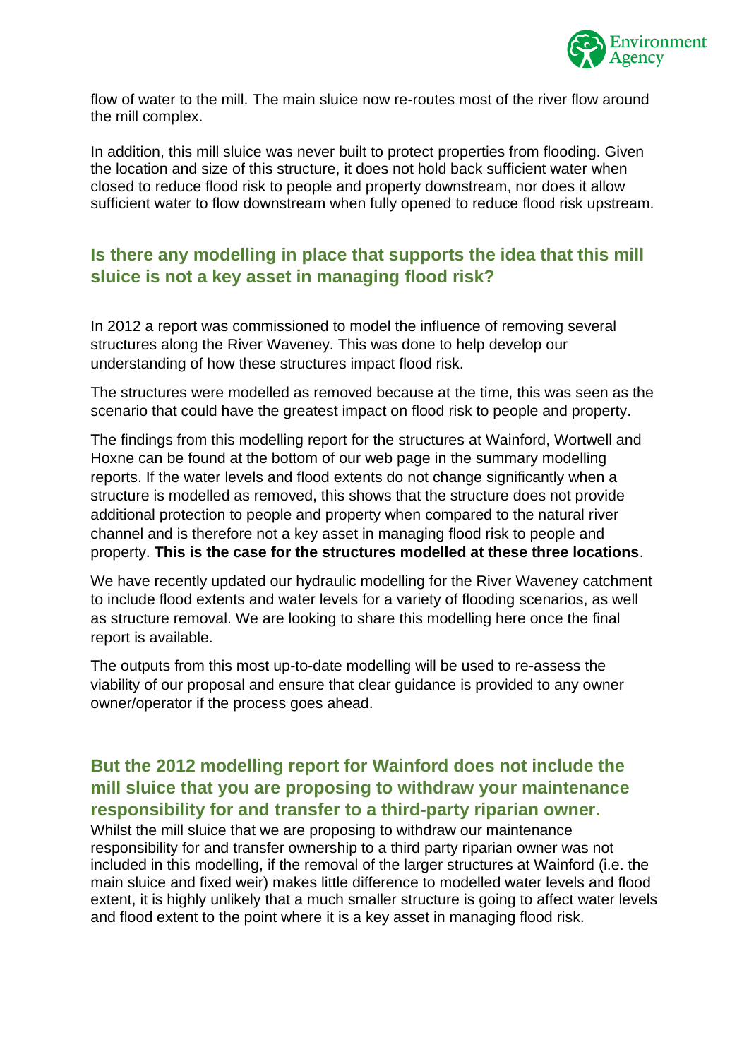flow of water to the mill. The main sluice now re-routes most of the river flow around the mill complex.

In addition, this mill sluice was never built to protect properties from flooding. Given the location and size of this structure, it does not hold back sufficient water when closed to reduce flood risk to people and property downstream, nor does it allow sufficient water to flow downstream when fully opened to reduce flood risk upstream.

## Is there any modelling in place that supports the idea that this mill sluice is not a key asset in managing flood risk?

In 2012 a report was commissioned to model the influence of removing several structures along the River Waveney. This was done to help develop our understanding of how these structures impact flood risk.

The structures were modelled as removed because at the time, this was seen as the scenario that could have the greatest impact on flood risk to people and property.

The findings from this modelling report for the structures at Wainford, Wortwell and Hoxne can be found at the bottom of our web page in the summary modelling reports. If the water levels and flood extents do not change significantly when a structure is modelled as removed, this shows that the structure does not provide additional protection to people and property when compared to the natural river channel and is therefore not a key asset in managing flood risk to people and property. **This is the case for the structures modelled at these three locations**.

We have recently updated our hydraulic modelling for the River Waveney catchment to include flood extents and water levels for a variety of flooding scenarios, as well as structure removal. We are looking to share this modelling here once the final report is available.

The outputs from this most up-to-date modelling will be used to re-assess the viability of our proposal and ensure that clear guidance is provided to any owner owner/operator if the process goes ahead.

## But the 2012 modelling report for Wainford does not include the mill sluice that you are proposing to withdraw your maintenance responsibility for and transfer to a third-party riparian owner.

Whilst the mill sluice that we are proposing to withdraw our maintenance responsibility for and transfer ownership to a third party riparian owner was not included in this modelling, if the removal of the larger structures at Wainford (i.e. the main sluice and fixed weir) makes little difference to modelled water levels and flood extent, it is highly unlikely that a much smaller structure is going to affect water levels and flood extent to the point where it is a key asset in managing flood risk.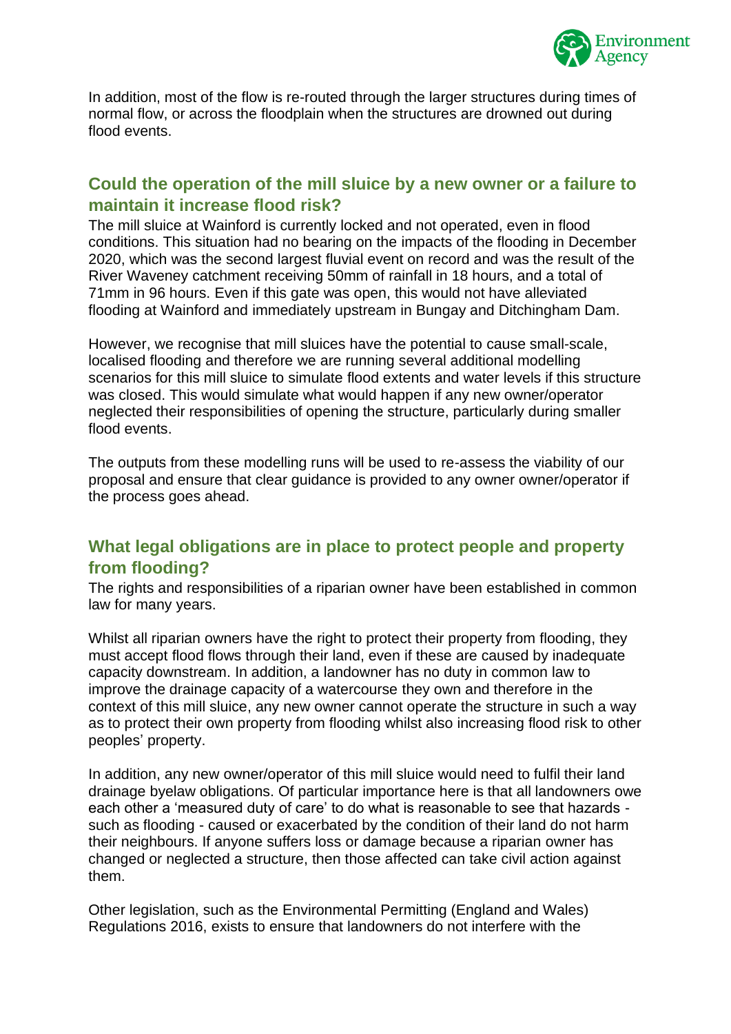In addition, most of the flow is re-routed through the larger structures during times of normal flow, or across the floodplain when the structures are drowned out during flood events.

## Could the operation of the mill sluice by a new owner or a failure to maintain it increase flood risk?

The mill sluice at Wainford is currently locked and not operated, even in flood conditions. This situation had no bearing on the impacts of the flooding in December 2020, which was the second largest fluvial event on record and was the result of the River Waveney catchment receiving 50mm of rainfall in 18 hours, and a total of 71mm in 96 hours. Even if this gate was open, this would not have alleviated flooding at Wainford and immediately upstream in Bungay and Ditchingham Dam.

However, we recognise that mill sluices have the potential to cause small-scale, localised flooding and therefore we are running several additional modelling scenarios for this mill sluice to simulate flood extents and water levels if this structure was closed. This would simulate what would happen if any new owner/operator neglected their responsibilities of opening the structure, particularly during smaller flood events.

The outputs from these modelling runs will be used to re-assess the viability of our proposal and ensure that clear guidance is provided to any owner owner/operator if the process goes ahead.

## What legal obligations are in place to protect people and property from flooding?

The rights and responsibilities of a riparian owner have been established in common law for many years.

Whilst all riparian owners have the right to protect their property from flooding, they must accept flood flows through their land, even if these are caused by inadequate capacity downstream. In addition, a landowner has no duty in common law to improve the drainage capacity of a watercourse they own and therefore in the context of this mill sluice, any new owner cannot operate the structure in such a way as to protect their own property from flooding whilst also increasing flood risk to other peoples' property.

In addition, any new owner/operator of this mill sluice would need to fulfil their land drainage byelaw obligations. Of particular importance here is that all landowners owe each other a 'measured duty of care' to do what is reasonable to see that hazards - such as flooding - caused or exacerbated by the condition of their land do not harm their neighbours. If anyone suffers loss or damage because a riparian owner has changed or neglected a structure, then those affected can take civil action against them.

Other legislation, such as the Environmental Permitting (England and Wales) Regulations 2016, exists to ensure that landowners do not interfere with the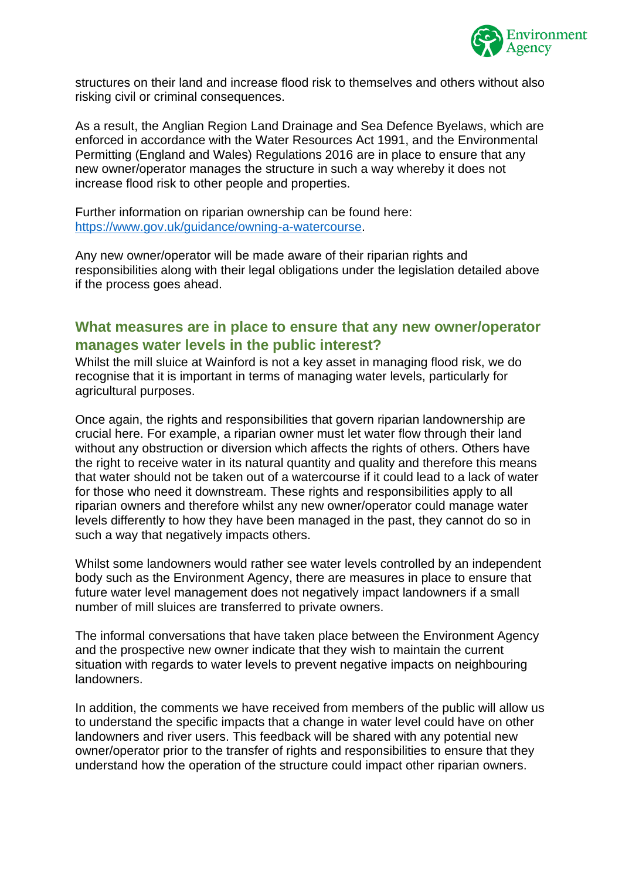structures on their land and increase flood risk to themselves and others without also risking civil or criminal consequences.

As a result, the Anglian Region Land Drainage and Sea Defence Byelaws, which are enforced in accordance with the Water Resources Act 1991, and the Environmental Permitting (England and Wales) Regulations 2016 are in place to ensure that any new owner/operator manages the structure in such a way whereby it does not increase flood risk to other people and properties.

Further information on riparian ownership can be found here: [https://www.gov.uk/guidance/owning-a-watercourse](https://www.gov.uk/guidance/owning-a-watercourse).

Any new owner/operator will be made aware of their riparian rights and responsibilities along with their legal obligations under the legislation detailed above if the process goes ahead.

## What measures are in place to ensure that any new owner/operator manages water levels in the public interest?

Whilst the mill sluice at Wainford is not a key asset in managing flood risk, we do recognise that it is important in terms of managing water levels, particularly for agricultural purposes.

Once again, the rights and responsibilities that govern riparian landownership are crucial here. For example, a riparian owner must let water flow through their land without any obstruction or diversion which affects the rights of others. Others have the right to receive water in its natural quantity and quality and therefore this means that water should not be taken out of a watercourse if it could lead to a lack of water for those who need it downstream. These rights and responsibilities apply to all riparian owners and therefore whilst any new owner/operator could manage water levels differently to how they have been managed in the past, they cannot do so in such a way that negatively impacts others.

Whilst some landowners would rather see water levels controlled by an independent body such as the Environment Agency, there are measures in place to ensure that future water level management does not negatively impact landowners if a small number of mill sluices are transferred to private owners.

The informal conversations that have taken place between the Environment Agency and the prospective new owner indicate that they wish to maintain the current situation with regards to water levels to prevent negative impacts on neighbouring landowners.

In addition, the comments we have received from members of the public will allow us to understand the specific impacts that a change in water level could have on other landowners and river users. This feedback will be shared with any potential new owner/operator prior to the transfer of rights and responsibilities to ensure that they understand how the operation of the structure could impact other riparian owners.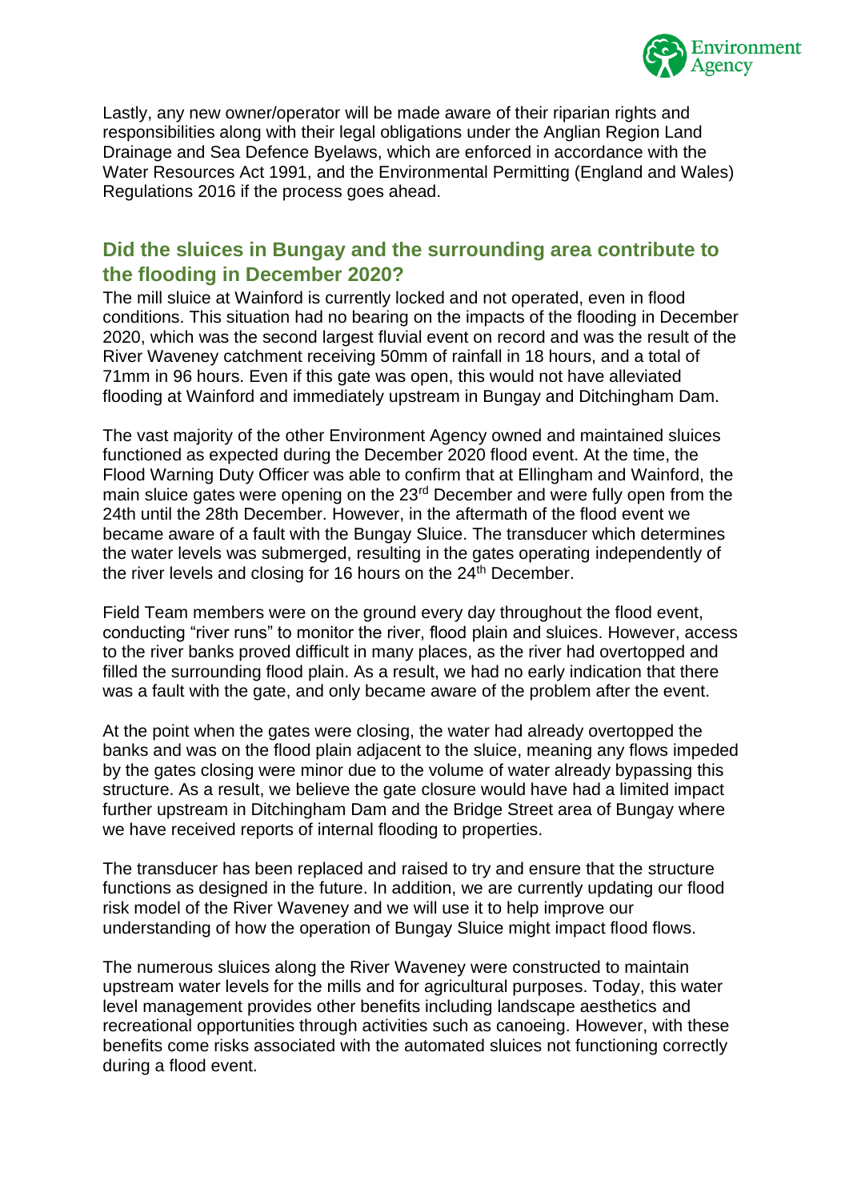Lastly, any new owner/operator will be made aware of their riparian rights and responsibilities along with their legal obligations under the Anglian Region Land Drainage and Sea Defence Byelaws, which are enforced in accordance with the Water Resources Act 1991, and the Environmental Permitting (England and Wales) Regulations 2016 if the process goes ahead.

## Did the sluices in Bungay and the surrounding area contribute to the flooding in December 2020?

The mill sluice at Wainford is currently locked and not operated, even in flood conditions. This situation had no bearing on the impacts of the flooding in December 2020, which was the second largest fluvial event on record and was the result of the River Waveney catchment receiving 50mm of rainfall in 18 hours, and a total of 71mm in 96 hours. Even if this gate was open, this would not have alleviated flooding at Wainford and immediately upstream in Bungay and Ditchingham Dam.

The vast majority of the other Environment Agency owned and maintained sluices functioned as expected during the December 2020 flood event. At the time, the Flood Warning Duty Officer was able to confirm that at Ellingham and Wainford, the main sluice gates were opening on the 23rd December and were fully open from the 24th until the 28th December. However, in the aftermath of the flood event we became aware of a fault with the Bungay Sluice. The transducer which determines the water levels was submerged, resulting in the gates operating independently of the river levels and closing for 16 hours on the 24th December.

Field Team members were on the ground every day throughout the flood event, conducting "river runs" to monitor the river, flood plain and sluices. However, access to the river banks proved difficult in many places, as the river had overtopped and filled the surrounding flood plain. As a result, we had no early indication that there was a fault with the gate, and only became aware of the problem after the event.

At the point when the gates were closing, the water had already overtopped the banks and was on the flood plain adjacent to the sluice, meaning any flows impeded by the gates closing were minor due to the volume of water already bypassing this structure. As a result, we believe the gate closure would have had a limited impact further upstream in Ditchingham Dam and the Bridge Street area of Bungay where we have received reports of internal flooding to properties.

The transducer has been replaced and raised to try and ensure that the structure functions as designed in the future. In addition, we are currently updating our flood risk model of the River Waveney and we will use it to help improve our understanding of how the operation of Bungay Sluice might impact flood flows.

The numerous sluices along the River Waveney were constructed to maintain upstream water levels for the mills and for agricultural purposes. Today, this water level management provides other benefits including landscape aesthetics and recreational opportunities through activities such as canoeing. However, with these benefits come risks associated with the automated sluices not functioning correctly during a flood event.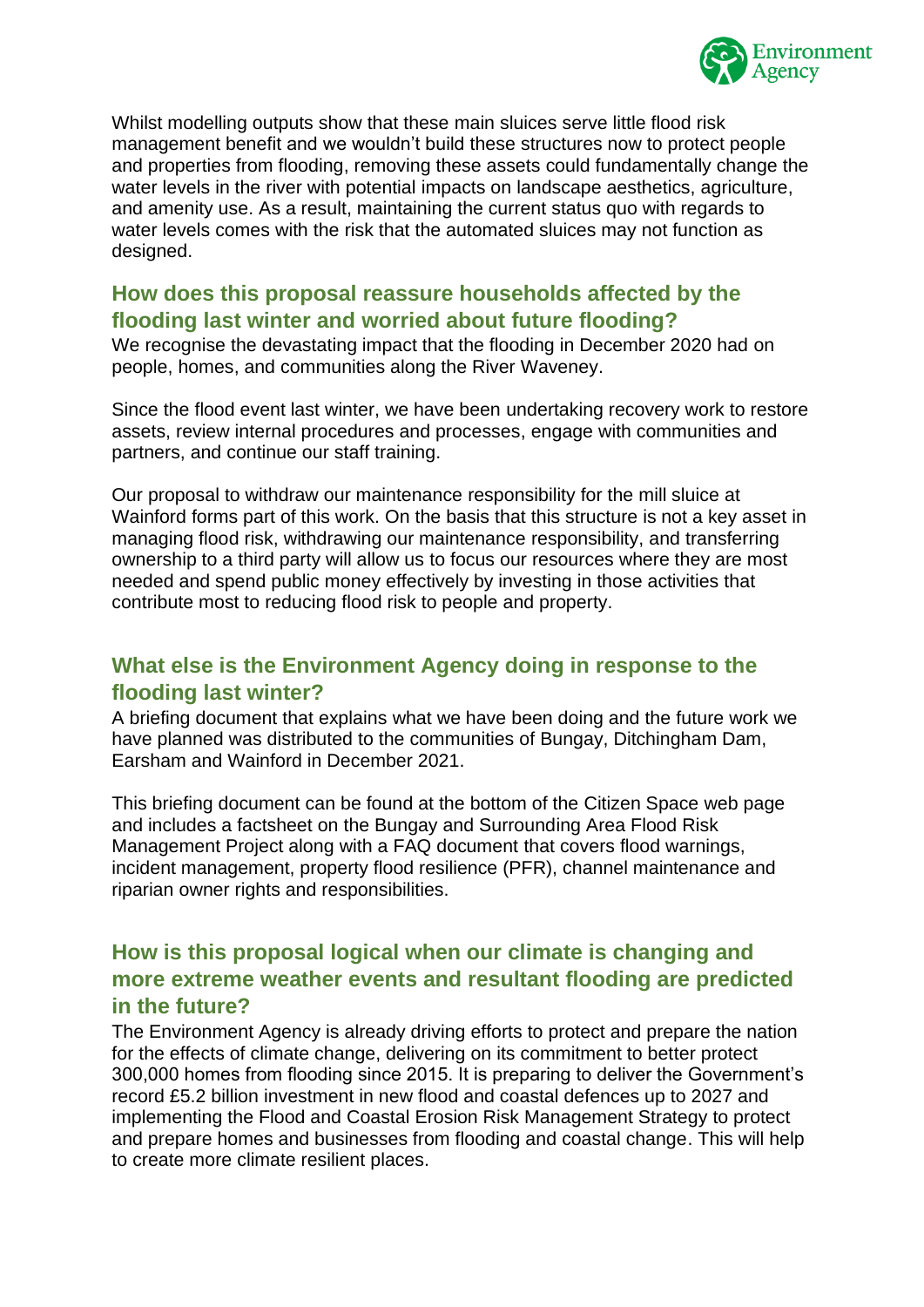Whilst modelling outputs show that these main sluices serve little flood risk management benefit and we wouldn't build these structures now to protect people and properties from flooding, removing these assets could fundamentally change the water levels in the river with potential impacts on landscape aesthetics, agriculture, and amenity use. As a result, maintaining the current status quo with regards to water levels comes with the risk that the automated sluices may not function as designed.

## How does this proposal reassure households affected by the flooding last winter and worried about future flooding?

We recognise the devastating impact that the flooding in December 2020 had on people, homes, and communities along the River Waveney.

Since the flood event last winter, we have been undertaking recovery work to restore assets, review internal procedures and processes, engage with communities and partners, and continue our staff training.

Our proposal to withdraw our maintenance responsibility for the mill sluice at Wainford forms part of this work. On the basis that this structure is not a key asset in managing flood risk, withdrawing our maintenance responsibility, and transferring ownership to a third party will allow us to focus our resources where they are most needed and spend public money effectively by investing in those activities that contribute most to reducing flood risk to people and property.

## What else is the Environment Agency doing in response to the flooding last winter?

A briefing document that explains what we have been doing and the future work we have planned was distributed to the communities of Bungay, Ditchingham Dam, Earsham and Wainford in December 2021.

This briefing document can be found at the bottom of the Citizen Space web page and includes a factsheet on the Bungay and Surrounding Area Flood Risk Management Project along with a FAQ document that covers flood warnings, incident management, property flood resilience (PFR), channel maintenance and riparian owner rights and responsibilities.

## How is this proposal logical when our climate is changing and more extreme weather events and resultant flooding are predicted in the future?

The Environment Agency is already driving efforts to protect and prepare the nation for the effects of climate change, delivering on its commitment to better protect 300,000 homes from flooding since 2015. It is preparing to deliver the Government's record £5.2 billion investment in new flood and coastal defences up to 2027 and implementing the Flood and Coastal Erosion Risk Management Strategy to protect and prepare homes and businesses from flooding and coastal change. This will help to create more climate resilient places.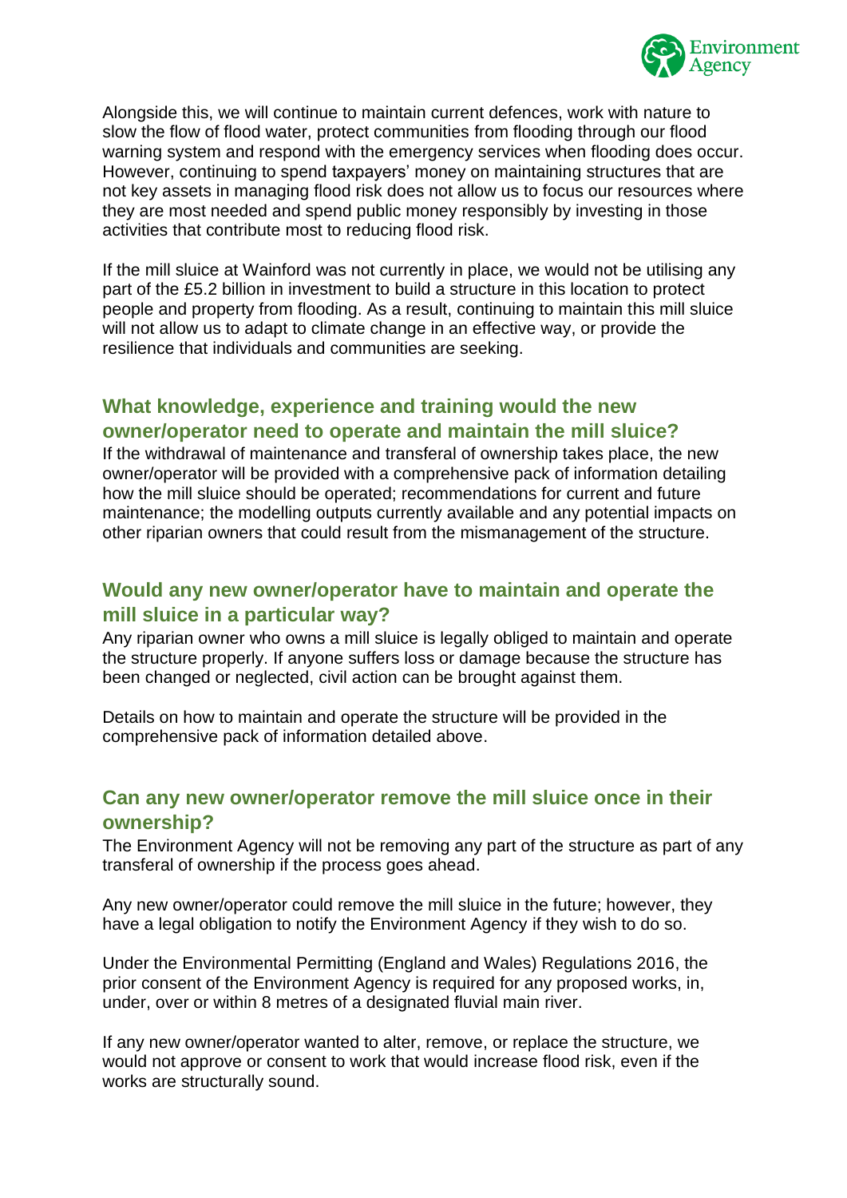Alongside this, we will continue to maintain current defences, work with nature to slow the flow of flood water, protect communities from flooding through our flood warning system and respond with the emergency services when flooding does occur. However, continuing to spend taxpayers' money on maintaining structures that are not key assets in managing flood risk does not allow us to focus our resources where they are most needed and spend public money responsibly by investing in those activities that contribute most to reducing flood risk.

If the mill sluice at Wainford was not currently in place, we would not be utilising any part of the £5.2 billion in investment to build a structure in this location to protect people and property from flooding. As a result, continuing to maintain this mill sluice will not allow us to adapt to climate change in an effective way, or provide the resilience that individuals and communities are seeking.

## What knowledge, experience and training would the new owner/operator need to operate and maintain the mill sluice?

If the withdrawal of maintenance and transferal of ownership takes place, the new owner/operator will be provided with a comprehensive pack of information detailing how the mill sluice should be operated; recommendations for current and future maintenance; the modelling outputs currently available and any potential impacts on other riparian owners that could result from the mismanagement of the structure.

## Would any new owner/operator have to maintain and operate the mill sluice in a particular way?

Any riparian owner who owns a mill sluice is legally obliged to maintain and operate the structure properly. If anyone suffers loss or damage because the structure has been changed or neglected, civil action can be brought against them.

Details on how to maintain and operate the structure will be provided in the comprehensive pack of information detailed above.

## Can any new owner/operator remove the mill sluice once in their ownership?

The Environment Agency will not be removing any part of the structure as part of any transferal of ownership if the process goes ahead.

Any new owner/operator could remove the mill sluice in the future; however, they have a legal obligation to notify the Environment Agency if they wish to do so.

Under the Environmental Permitting (England and Wales) Regulations 2016, the prior consent of the Environment Agency is required for any proposed works, in, under, over or within 8 metres of a designated fluvial main river.

If any new owner/operator wanted to alter, remove, or replace the structure, we would not approve or consent to work that would increase flood risk, even if the works are structurally sound.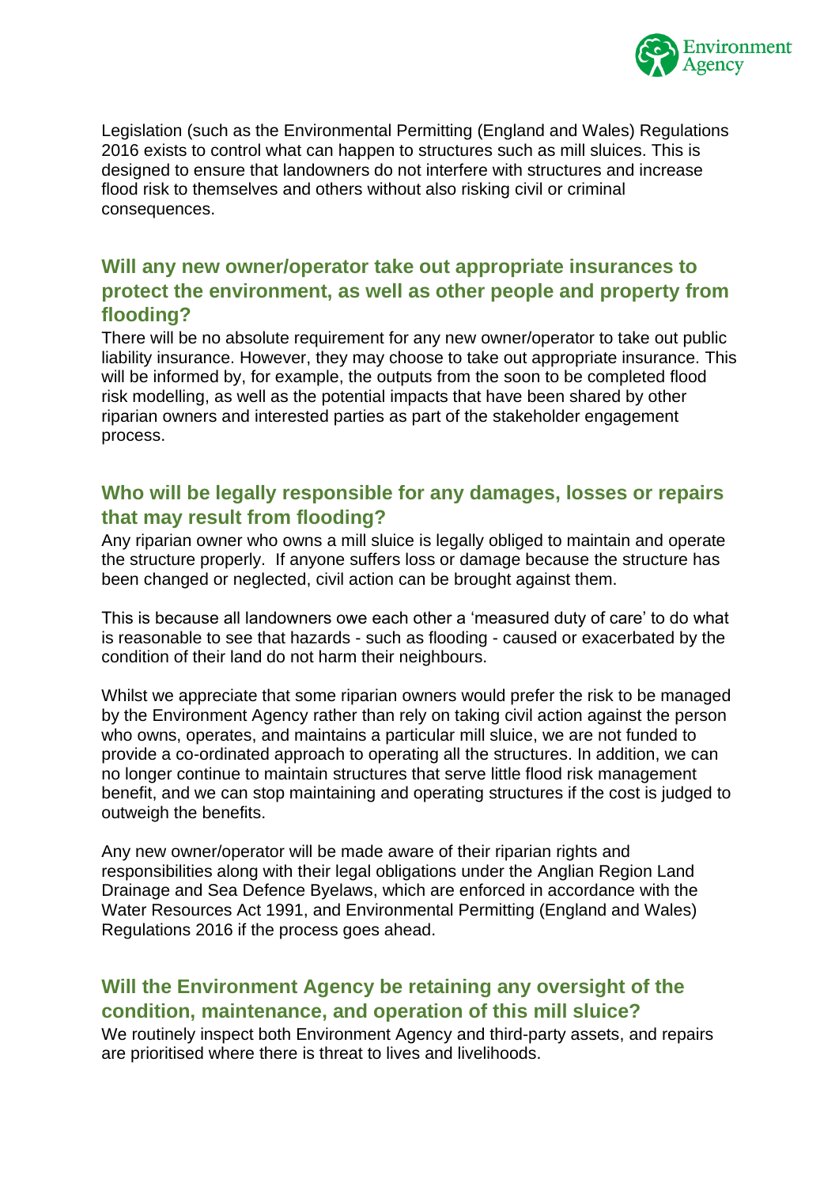Legislation (such as the Environmental Permitting (England and Wales) Regulations 2016 exists to control what can happen to structures such as mill sluices. This is designed to ensure that landowners do not interfere with structures and increase flood risk to themselves and others without also risking civil or criminal consequences.

## Will any new owner/operator take out appropriate insurances to protect the environment, as well as other people and property from flooding?

There will be no absolute requirement for any new owner/operator to take out public liability insurance. However, they may choose to take out appropriate insurance. This will be informed by, for example, the outputs from the soon to be completed flood risk modelling, as well as the potential impacts that have been shared by other riparian owners and interested parties as part of the stakeholder engagement process.

## Who will be legally responsible for any damages, losses or repairs that may result from flooding?

Any riparian owner who owns a mill sluice is legally obliged to maintain and operate the structure properly. If anyone suffers loss or damage because the structure has been changed or neglected, civil action can be brought against them.

This is because all landowners owe each other a 'measured duty of care' to do what is reasonable to see that hazards - such as flooding - caused or exacerbated by the condition of their land do not harm their neighbours.

Whilst we appreciate that some riparian owners would prefer the risk to be managed by the Environment Agency rather than rely on taking civil action against the person who owns, operates, and maintains a particular mill sluice, we are not funded to provide a co-ordinated approach to operating all the structures. In addition, we can no longer continue to maintain structures that serve little flood risk management benefit, and we can stop maintaining and operating structures if the cost is judged to outweigh the benefits.

Any new owner/operator will be made aware of their riparian rights and responsibilities along with their legal obligations under the Anglian Region Land Drainage and Sea Defence Byelaws, which are enforced in accordance with the Water Resources Act 1991, and Environmental Permitting (England and Wales) Regulations 2016 if the process goes ahead.

## Will the Environment Agency be retaining any oversight of the condition, maintenance, and operation of this mill sluice?

We routinely inspect both Environment Agency and third-party assets, and repairs are prioritised where there is threat to lives and livelihoods.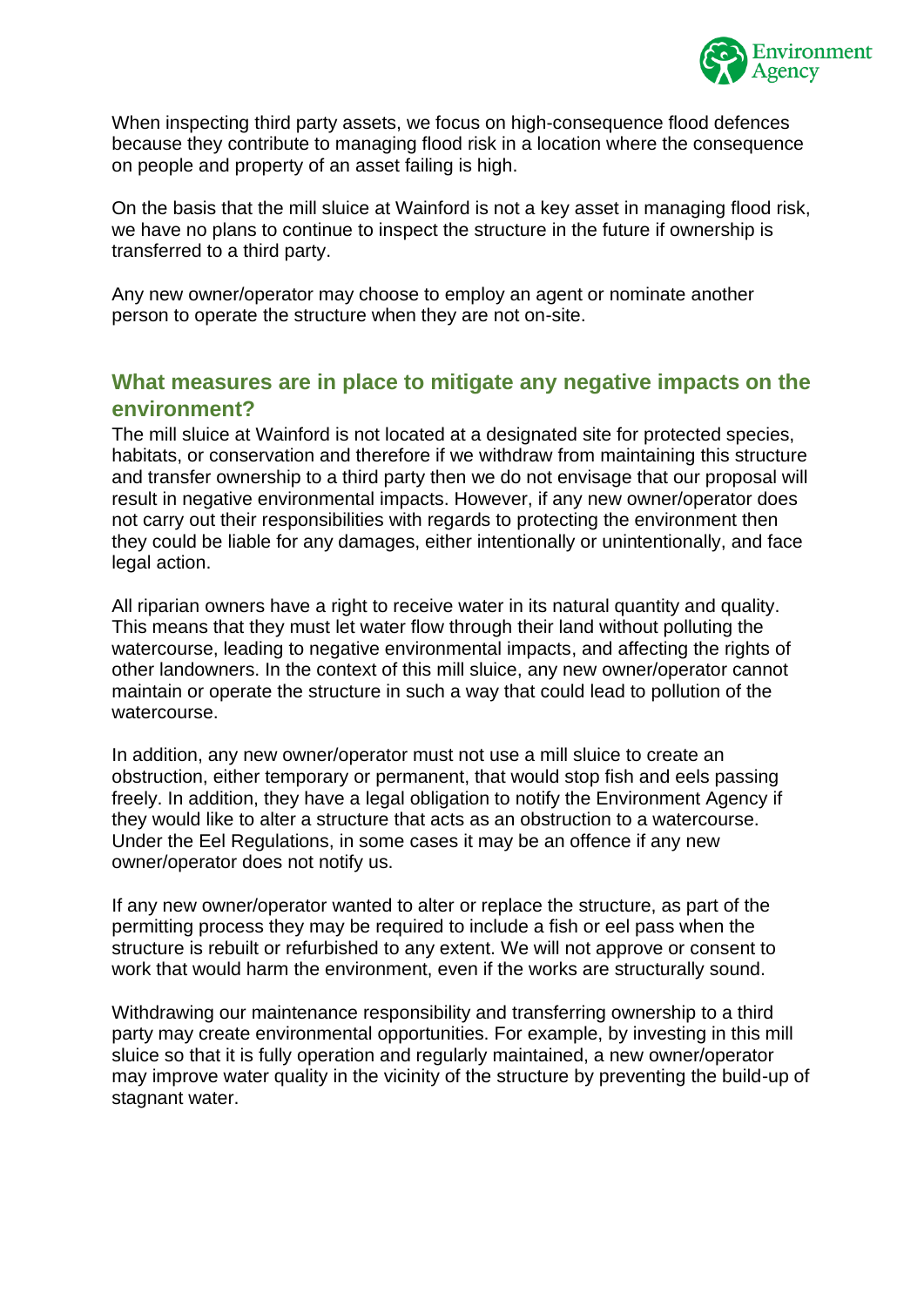When inspecting third party assets, we focus on high-consequence flood defences because they contribute to managing flood risk in a location where the consequence on people and property of an asset failing is high.

On the basis that the mill sluice at Wainford is not a key asset in managing flood risk, we have no plans to continue to inspect the structure in the future if ownership is transferred to a third party.

Any new owner/operator may choose to employ an agent or nominate another person to operate the structure when they are not on-site.

## What measures are in place to mitigate any negative impacts on the environment?

The mill sluice at Wainford is not located at a designated site for protected species, habitats, or conservation and therefore if we withdraw from maintaining this structure and transfer ownership to a third party then we do not envisage that our proposal will result in negative environmental impacts. However, if any new owner/operator does not carry out their responsibilities with regards to protecting the environment then they could be liable for any damages, either intentionally or unintentionally, and face legal action.

All riparian owners have a right to receive water in its natural quantity and quality. This means that they must let water flow through their land without polluting the watercourse, leading to negative environmental impacts, and affecting the rights of other landowners. In the context of this mill sluice, any new owner/operator cannot maintain or operate the structure in such a way that could lead to pollution of the watercourse.

In addition, any new owner/operator must not use a mill sluice to create an obstruction, either temporary or permanent, that would stop fish and eels passing freely. In addition, they have a legal obligation to notify the Environment Agency if they would like to alter a structure that acts as an obstruction to a watercourse. Under the Eel Regulations, in some cases it may be an offence if any new owner/operator does not notify us.

If any new owner/operator wanted to alter or replace the structure, as part of the permitting process they may be required to include a fish or eel pass when the structure is rebuilt or refurbished to any extent. We will not approve or consent to work that would harm the environment, even if the works are structurally sound.

Withdrawing our maintenance responsibility and transferring ownership to a third party may create environmental opportunities. For example, by investing in this mill sluice so that it is fully operation and regularly maintained, a new owner/operator may improve water quality in the vicinity of the structure by preventing the build-up of stagnant water.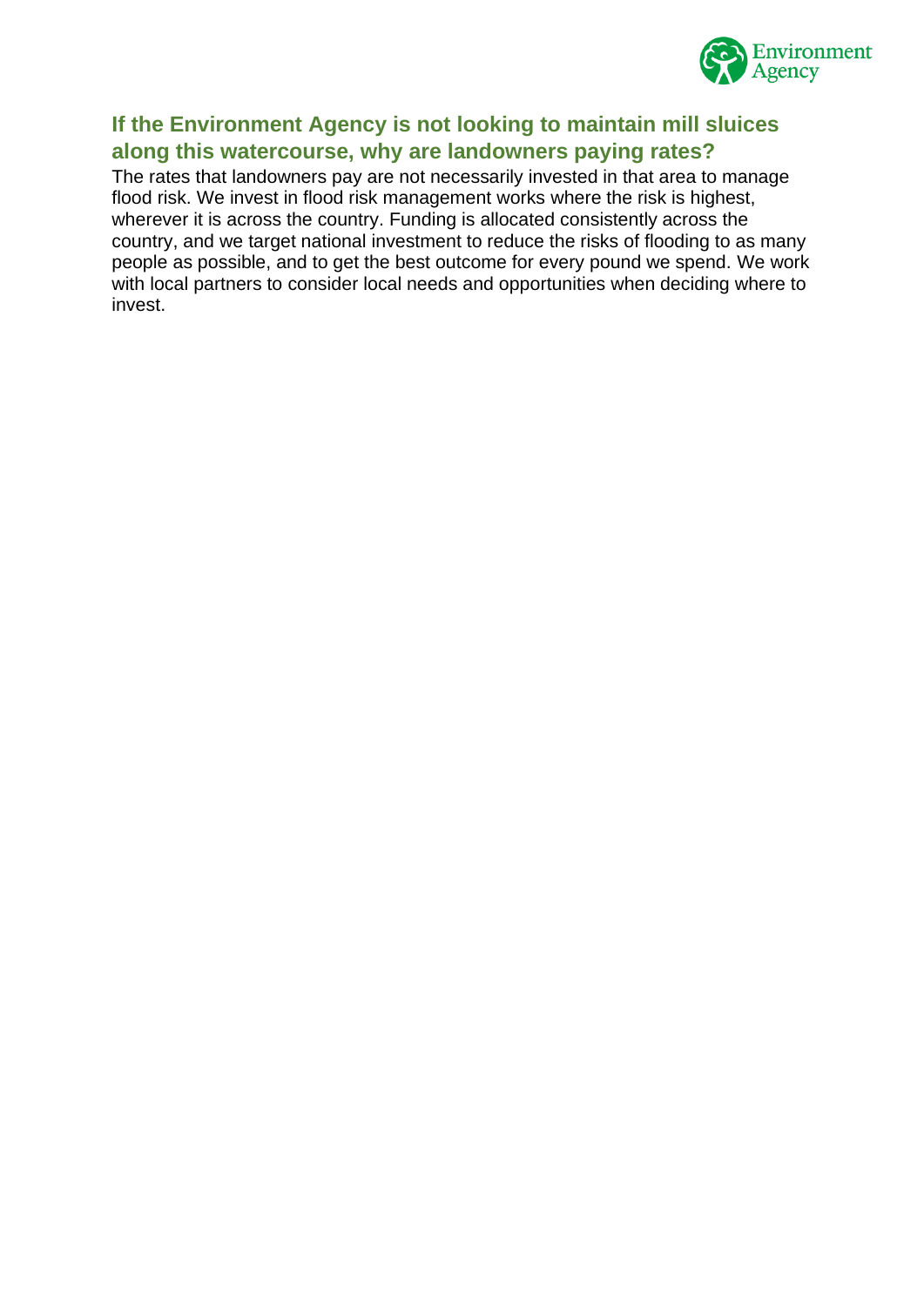## If the Environment Agency is not looking to maintain mill sluices along this watercourse, why are landowners paying rates?

The rates that landowners pay are not necessarily invested in that area to manage flood risk. We invest in flood risk management works where the risk is highest, wherever it is across the country. Funding is allocated consistently across the country, and we target national investment to reduce the risks of flooding to as many people as possible, and to get the best outcome for every pound we spend. We work with local partners to consider local needs and opportunities when deciding where to invest.